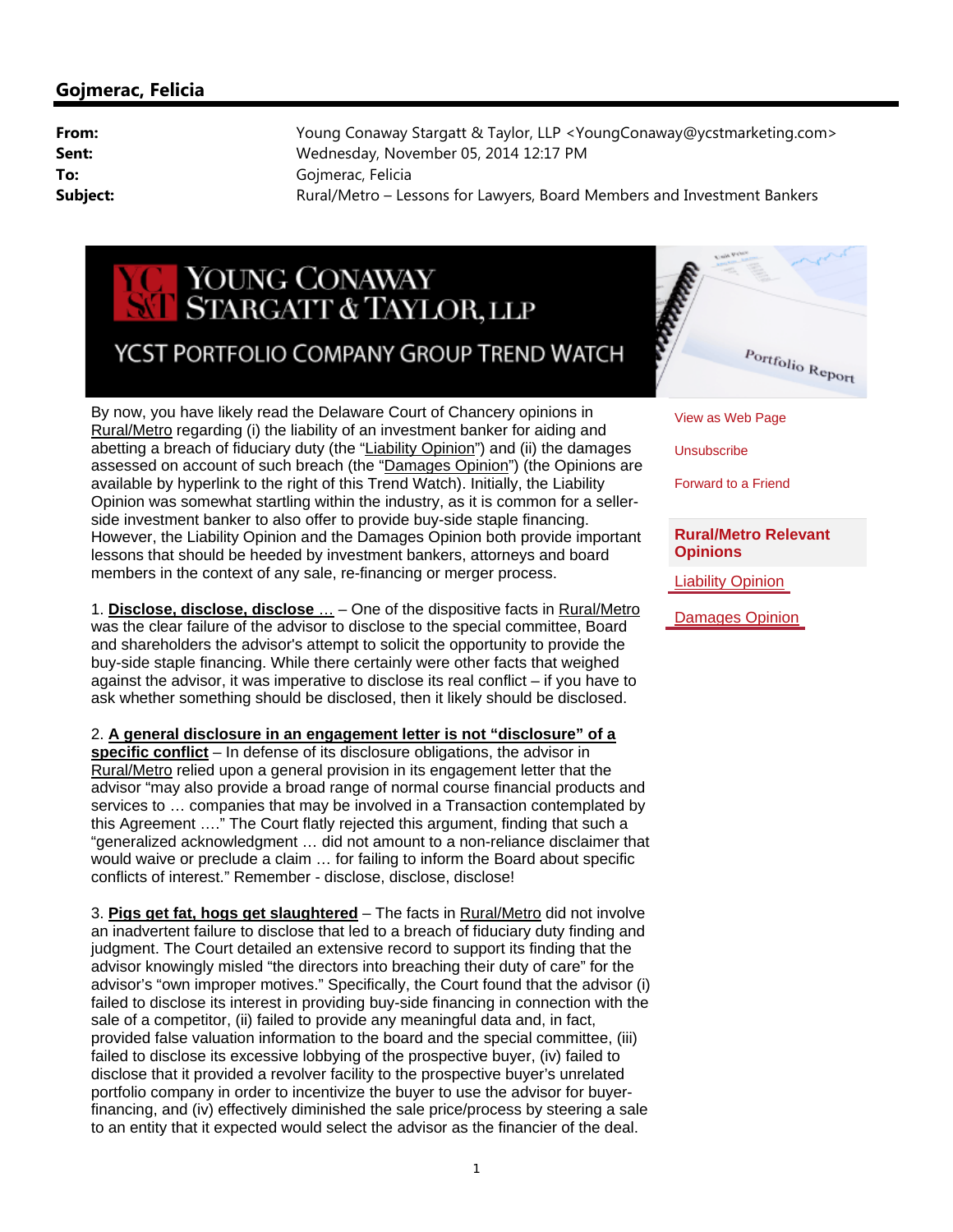## Gojmerac, Felicia

**From:** Young Conaway Stargatt & Taylor, LLP <YoungConaway@ycstmarketing.com>
**Sent:** Wednesday, November 05, 2014 12:17 PM
**To:** Gojmerac, Felicia
**Subject:** Rural/Metro – Lessons for Lawyers, Board Members and Investment Bankers

# YOUNG CONAWAY STARGATT & TAYLOR, LLP

## YCST PORTFOLIO COMPANY GROUP TREND WATCH

View as Web Page

Unsubscribe

Forward to a Friend

**Rural/Metro Relevant Opinions**

Liability Opinion

Damages Opinion

By now, you have likely read the Delaware Court of Chancery opinions in Rural/Metro regarding (i) the liability of an investment banker for aiding and abetting a breach of fiduciary duty (the "Liability Opinion") and (ii) the damages assessed on account of such breach (the "Damages Opinion") (the Opinions are available by hyperlink to the right of this Trend Watch). Initially, the Liability Opinion was somewhat startling within the industry, as it is common for a seller-side investment banker to also offer to provide buy-side staple financing. However, the Liability Opinion and the Damages Opinion both provide important lessons that should be heeded by investment bankers, attorneys and board members in the context of any sale, re-financing or merger process.

1. **Disclose, disclose, disclose …** – One of the dispositive facts in Rural/Metro was the clear failure of the advisor to disclose to the special committee, Board and shareholders the advisor's attempt to solicit the opportunity to provide the buy-side staple financing. While there certainly were other facts that weighed against the advisor, it was imperative to disclose its real conflict – if you have to ask whether something should be disclosed, then it likely should be disclosed.

2. **A general disclosure in an engagement letter is not "disclosure" of a specific conflict** – In defense of its disclosure obligations, the advisor in Rural/Metro relied upon a general provision in its engagement letter that the advisor "may also provide a broad range of normal course financial products and services to … companies that may be involved in a Transaction contemplated by this Agreement …." The Court flatly rejected this argument, finding that such a "generalized acknowledgment … did not amount to a non-reliance disclaimer that would waive or preclude a claim … for failing to inform the Board about specific conflicts of interest." Remember - disclose, disclose, disclose!

3. **Pigs get fat, hogs get slaughtered** – The facts in Rural/Metro did not involve an inadvertent failure to disclose that led to a breach of fiduciary duty finding and judgment. The Court detailed an extensive record to support its finding that the advisor knowingly misled "the directors into breaching their duty of care" for the advisor's "own improper motives." Specifically, the Court found that the advisor (i) failed to disclose its interest in providing buy-side financing in connection with the sale of a competitor, (ii) failed to provide any meaningful data and, in fact, provided false valuation information to the board and the special committee, (iii) failed to disclose its excessive lobbying of the prospective buyer, (iv) failed to disclose that it provided a revolver facility to the prospective buyer's unrelated portfolio company in order to incentivize the buyer to use the advisor for buyer-financing, and (iv) effectively diminished the sale price/process by steering a sale to an entity that it expected would select the advisor as the financier of the deal.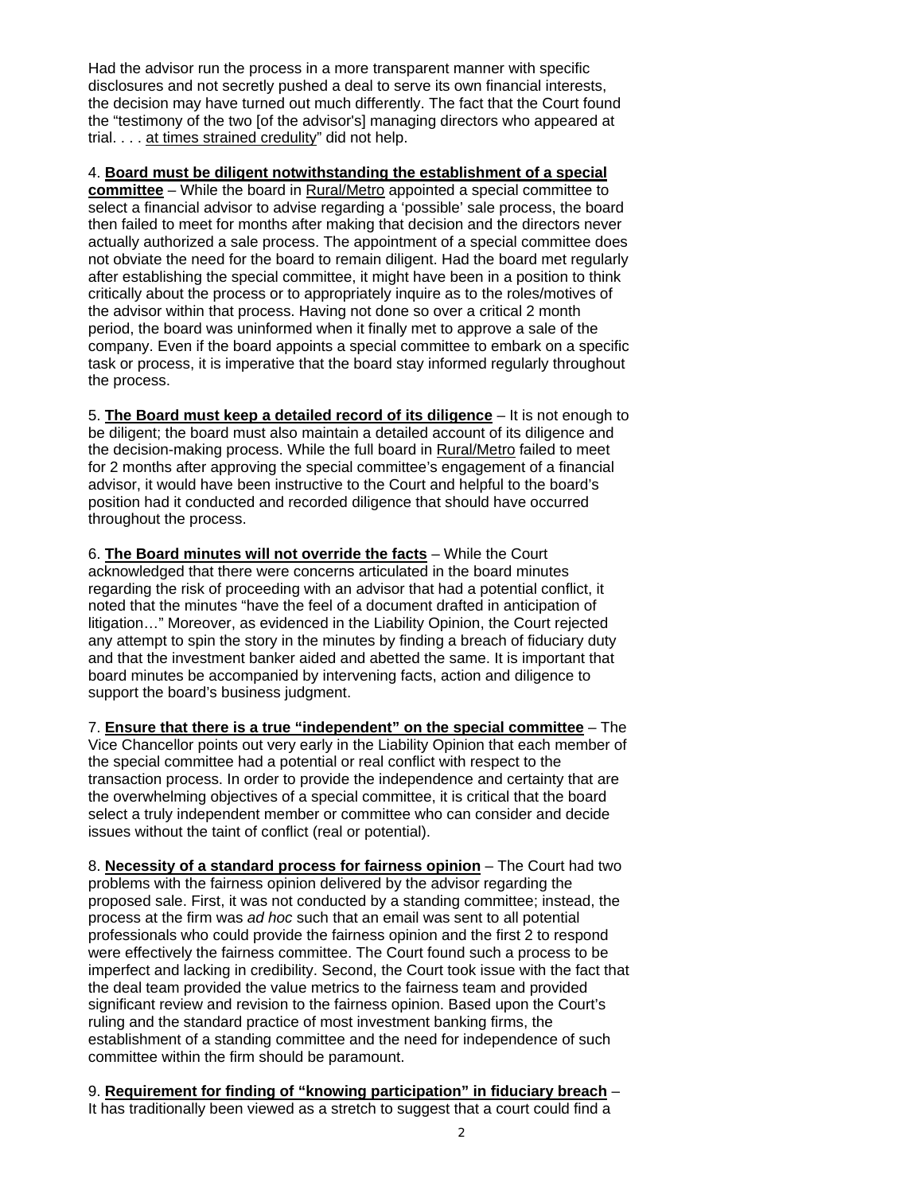Had the advisor run the process in a more transparent manner with specific disclosures and not secretly pushed a deal to serve its own financial interests, the decision may have turned out much differently. The fact that the Court found the "testimony of the two [of the advisor's] managing directors who appeared at trial. . . . at times strained credulity" did not help.

4. **Board must be diligent notwithstanding the establishment of a special committee** – While the board in Rural/Metro appointed a special committee to select a financial advisor to advise regarding a 'possible' sale process, the board then failed to meet for months after making that decision and the directors never actually authorized a sale process. The appointment of a special committee does not obviate the need for the board to remain diligent. Had the board met regularly after establishing the special committee, it might have been in a position to think critically about the process or to appropriately inquire as to the roles/motives of the advisor within that process. Having not done so over a critical 2 month period, the board was uninformed when it finally met to approve a sale of the company. Even if the board appoints a special committee to embark on a specific task or process, it is imperative that the board stay informed regularly throughout the process.

5. **The Board must keep a detailed record of its diligence** – It is not enough to be diligent; the board must also maintain a detailed account of its diligence and the decision-making process. While the full board in Rural/Metro failed to meet for 2 months after approving the special committee's engagement of a financial advisor, it would have been instructive to the Court and helpful to the board's position had it conducted and recorded diligence that should have occurred throughout the process.

6. **The Board minutes will not override the facts** – While the Court acknowledged that there were concerns articulated in the board minutes regarding the risk of proceeding with an advisor that had a potential conflict, it noted that the minutes "have the feel of a document drafted in anticipation of litigation…" Moreover, as evidenced in the Liability Opinion, the Court rejected any attempt to spin the story in the minutes by finding a breach of fiduciary duty and that the investment banker aided and abetted the same. It is important that board minutes be accompanied by intervening facts, action and diligence to support the board's business judgment.

7. **Ensure that there is a true "independent" on the special committee** – The Vice Chancellor points out very early in the Liability Opinion that each member of the special committee had a potential or real conflict with respect to the transaction process. In order to provide the independence and certainty that are the overwhelming objectives of a special committee, it is critical that the board select a truly independent member or committee who can consider and decide issues without the taint of conflict (real or potential).

8. **Necessity of a standard process for fairness opinion** – The Court had two problems with the fairness opinion delivered by the advisor regarding the proposed sale. First, it was not conducted by a standing committee; instead, the process at the firm was *ad hoc* such that an email was sent to all potential professionals who could provide the fairness opinion and the first 2 to respond were effectively the fairness committee. The Court found such a process to be imperfect and lacking in credibility. Second, the Court took issue with the fact that the deal team provided the value metrics to the fairness team and provided significant review and revision to the fairness opinion. Based upon the Court's ruling and the standard practice of most investment banking firms, the establishment of a standing committee and the need for independence of such committee within the firm should be paramount.

9. **Requirement for finding of "knowing participation" in fiduciary breach** – It has traditionally been viewed as a stretch to suggest that a court could find a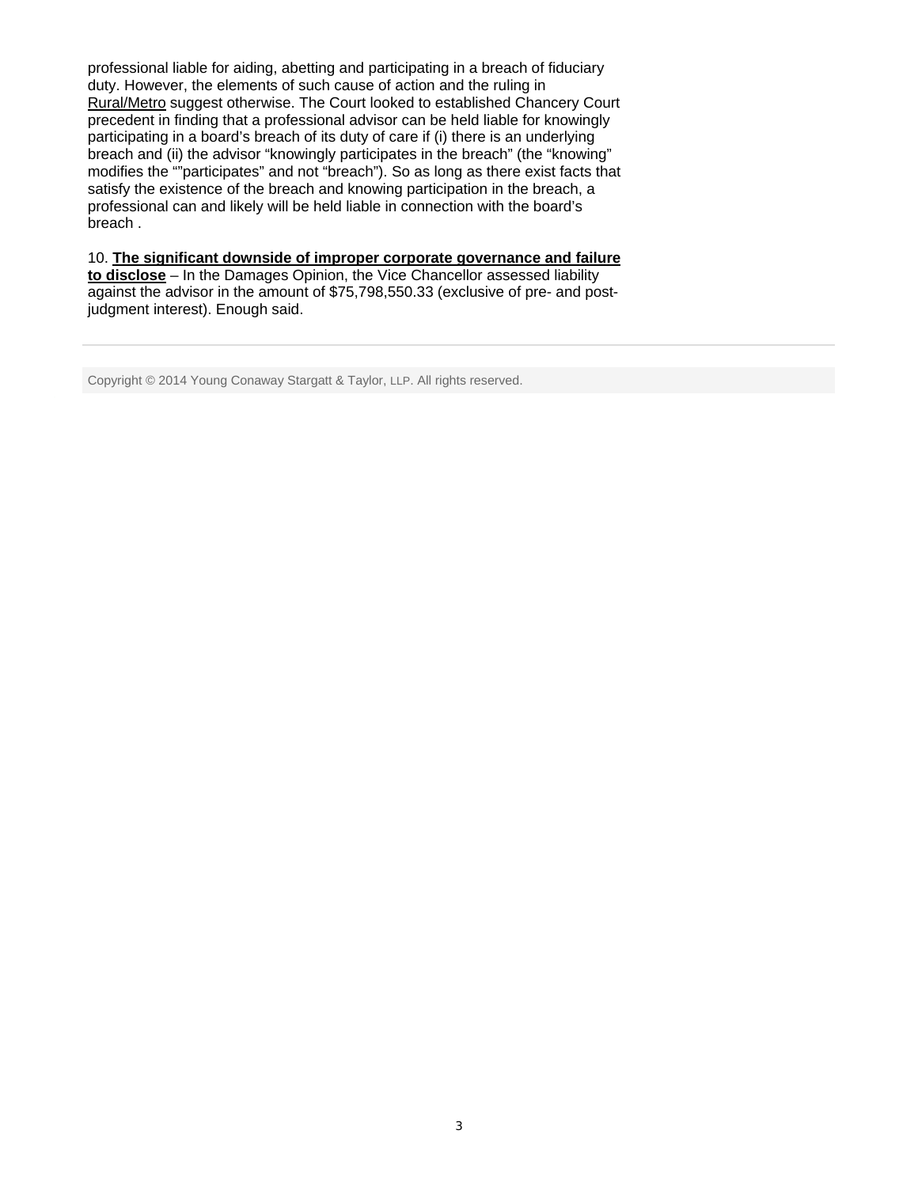professional liable for aiding, abetting and participating in a breach of fiduciary duty. However, the elements of such cause of action and the ruling in Rural/Metro suggest otherwise. The Court looked to established Chancery Court precedent in finding that a professional advisor can be held liable for knowingly participating in a board's breach of its duty of care if (i) there is an underlying breach and (ii) the advisor "knowingly participates in the breach" (the "knowing" modifies the ""participates" and not "breach"). So as long as there exist facts that satisfy the existence of the breach and knowing participation in the breach, a professional can and likely will be held liable in connection with the board's breach .

10. **The significant downside of improper corporate governance and failure to disclose** – In the Damages Opinion, the Vice Chancellor assessed liability against the advisor in the amount of $75,798,550.33 (exclusive of pre- and post-judgment interest). Enough said.

---

Copyright © 2014 Young Conaway Stargatt & Taylor, LLP. All rights reserved.